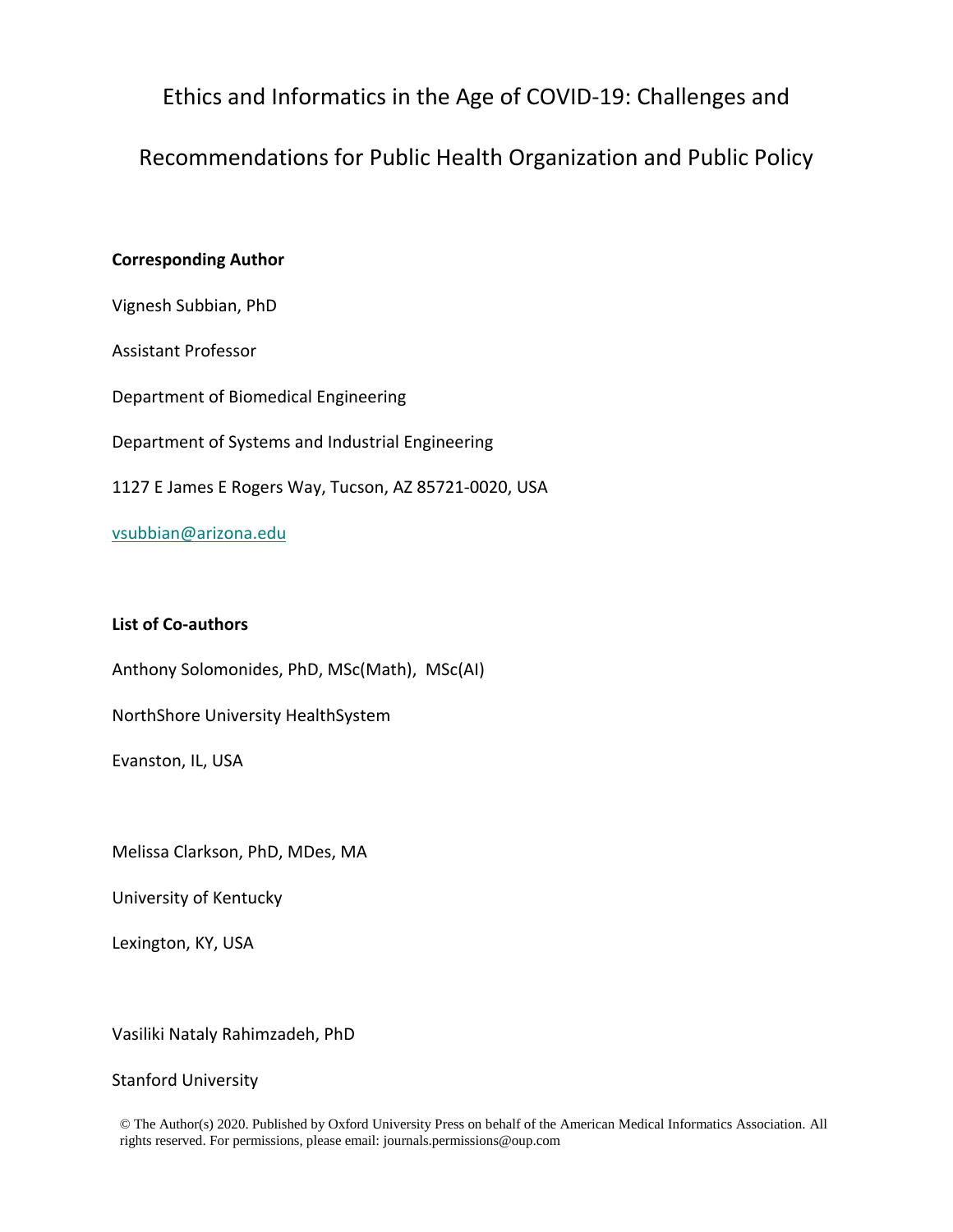# Ethics and Informatics in the Age of COVID-19: Challenges and Recommendations for Public Health Organization and Public Policy

**Corresponding Author**

Vignesh Subbian, PhD

Assistant Professor

Department of Biomedical Engineering

Department of Systems and Industrial Engineering

1127 E James E Rogers Way, Tucson, AZ 85721-0020, USA

vsubbian@arizona.edu

**List of Co-authors**

Anthony Solomonides, PhD, MSc(Math), MSc(AI)

NorthShore University HealthSystem

Evanston, IL, USA

Melissa Clarkson, PhD, MDes, MA

University of Kentucky

Lexington, KY, USA

Vasiliki Nataly Rahimzadeh, PhD

Stanford University

© The Author(s) 2020. Published by Oxford University Press on behalf of the American Medical Informatics Association. All rights reserved. For permissions, please email: journals.permissions@oup.com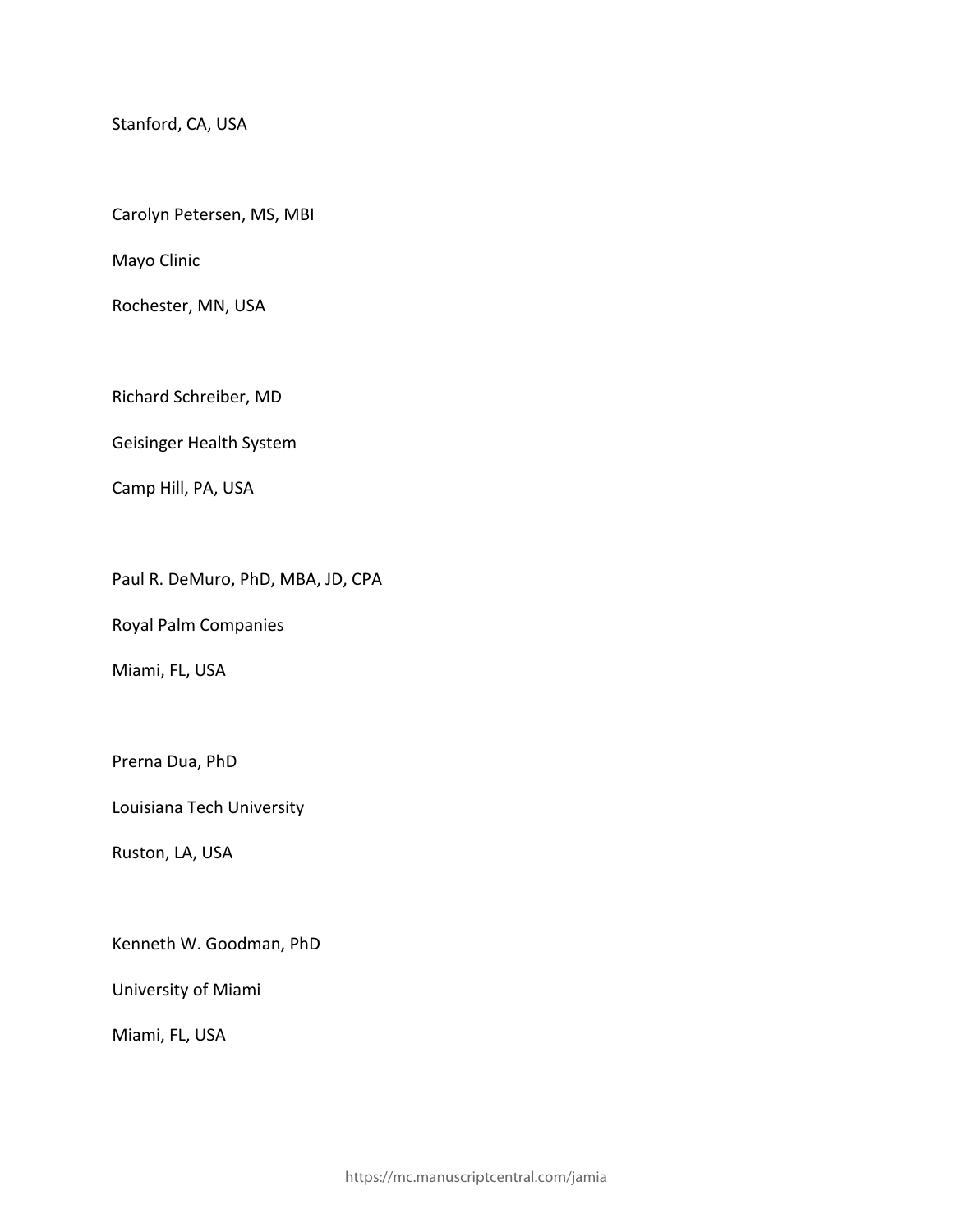Stanford, CA, USA

Carolyn Petersen, MS, MBI

Mayo Clinic

Rochester, MN, USA

Richard Schreiber, MD

Geisinger Health System

Camp Hill, PA, USA

Paul R. DeMuro, PhD, MBA, JD, CPA

Royal Palm Companies

Miami, FL, USA

Prerna Dua, PhD

Louisiana Tech University

Ruston, LA, USA

Kenneth W. Goodman, PhD

University of Miami

Miami, FL, USA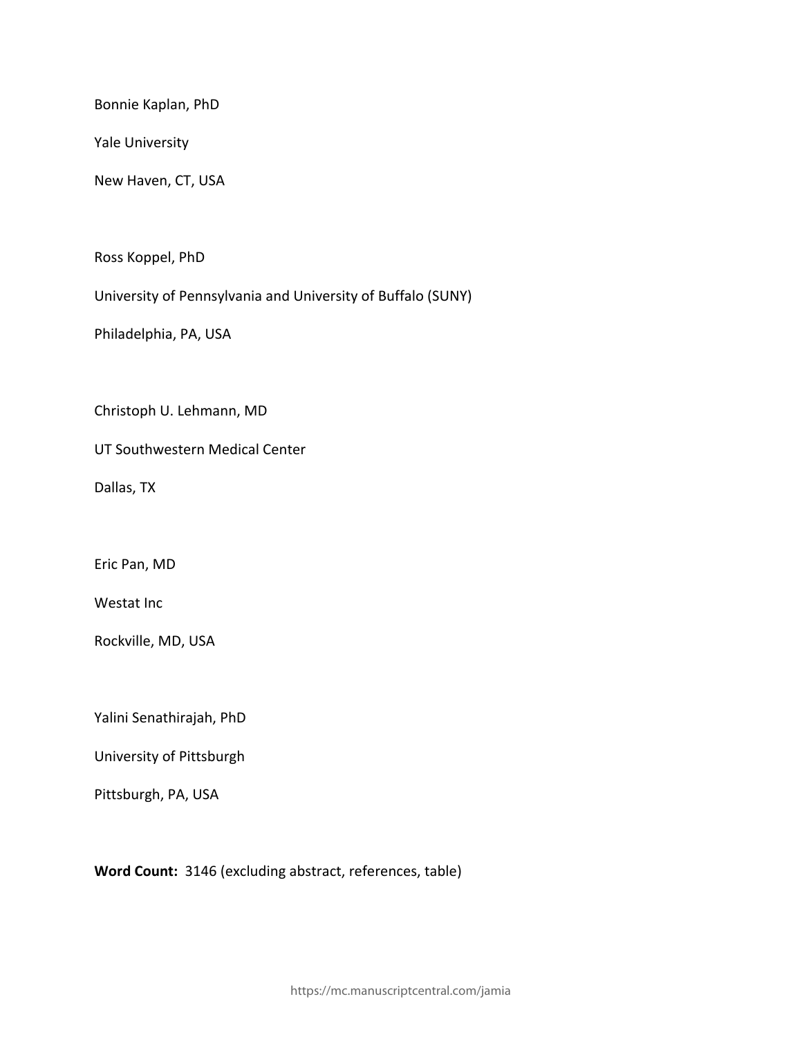Bonnie Kaplan, PhD

Yale University

New Haven, CT, USA

Ross Koppel, PhD

University of Pennsylvania and University of Buffalo (SUNY)

Philadelphia, PA, USA

Christoph U. Lehmann, MD

UT Southwestern Medical Center

Dallas, TX

Eric Pan, MD

Westat Inc

Rockville, MD, USA

Yalini Senathirajah, PhD

University of Pittsburgh

Pittsburgh, PA, USA

**Word Count:** 3146 (excluding abstract, references, table)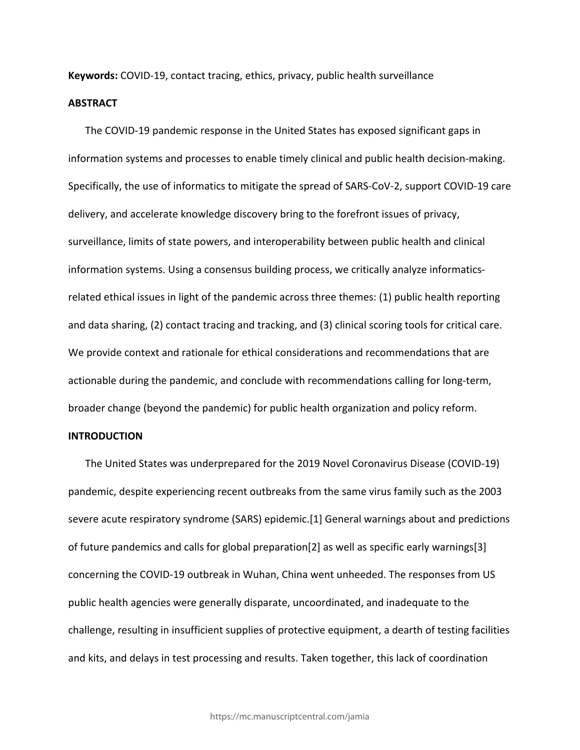**Keywords:** COVID-19, contact tracing, ethics, privacy, public health surveillance

## ABSTRACT

The COVID-19 pandemic response in the United States has exposed significant gaps in information systems and processes to enable timely clinical and public health decision-making. Specifically, the use of informatics to mitigate the spread of SARS-CoV-2, support COVID-19 care delivery, and accelerate knowledge discovery bring to the forefront issues of privacy, surveillance, limits of state powers, and interoperability between public health and clinical information systems. Using a consensus building process, we critically analyze informatics-related ethical issues in light of the pandemic across three themes: (1) public health reporting and data sharing, (2) contact tracing and tracking, and (3) clinical scoring tools for critical care. We provide context and rationale for ethical considerations and recommendations that are actionable during the pandemic, and conclude with recommendations calling for long-term, broader change (beyond the pandemic) for public health organization and policy reform.

## INTRODUCTION

The United States was underprepared for the 2019 Novel Coronavirus Disease (COVID-19) pandemic, despite experiencing recent outbreaks from the same virus family such as the 2003 severe acute respiratory syndrome (SARS) epidemic.[1] General warnings about and predictions of future pandemics and calls for global preparation[2] as well as specific early warnings[3] concerning the COVID-19 outbreak in Wuhan, China went unheeded. The responses from US public health agencies were generally disparate, uncoordinated, and inadequate to the challenge, resulting in insufficient supplies of protective equipment, a dearth of testing facilities and kits, and delays in test processing and results. Taken together, this lack of coordination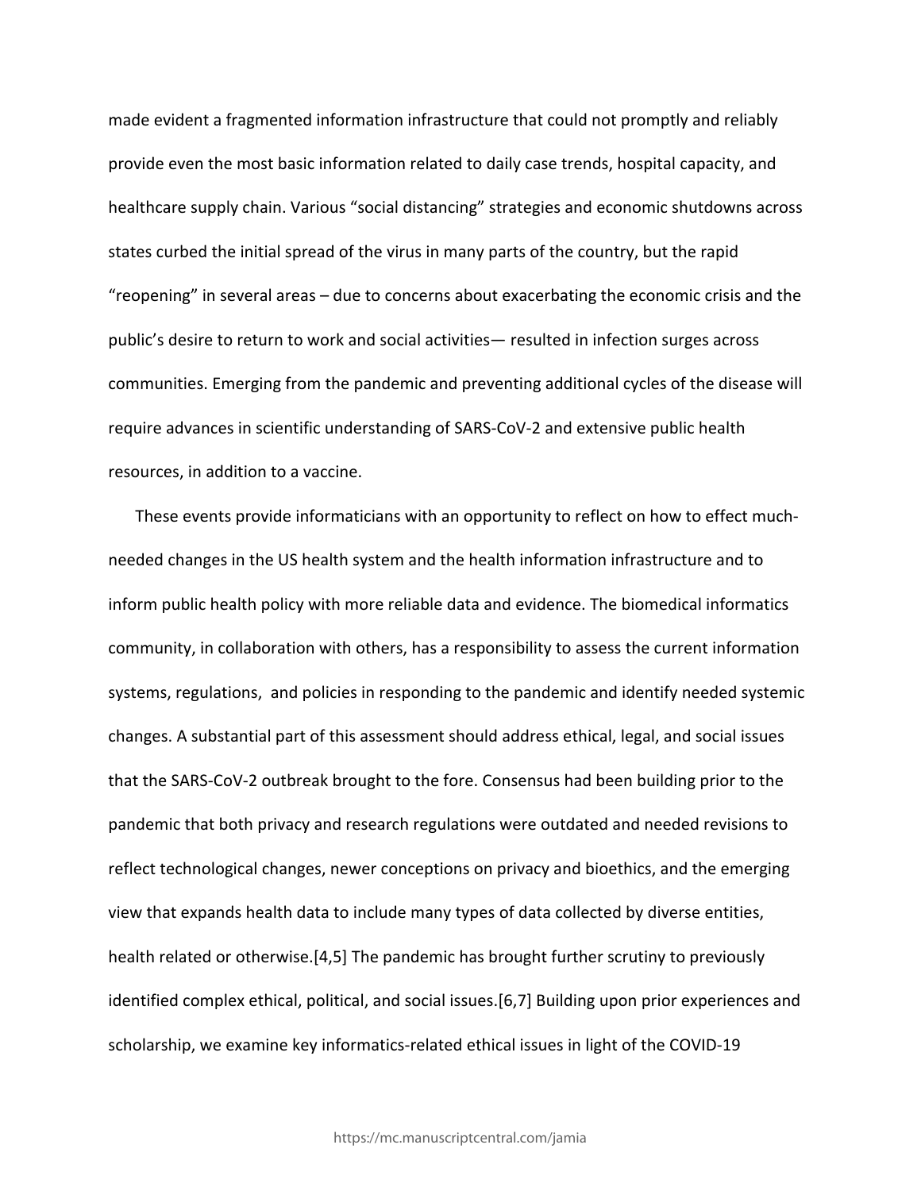made evident a fragmented information infrastructure that could not promptly and reliably provide even the most basic information related to daily case trends, hospital capacity, and healthcare supply chain. Various “social distancing” strategies and economic shutdowns across states curbed the initial spread of the virus in many parts of the country, but the rapid “reopening” in several areas – due to concerns about exacerbating the economic crisis and the public’s desire to return to work and social activities— resulted in infection surges across communities. Emerging from the pandemic and preventing additional cycles of the disease will require advances in scientific understanding of SARS-CoV-2 and extensive public health resources, in addition to a vaccine.

These events provide informaticians with an opportunity to reflect on how to effect much-needed changes in the US health system and the health information infrastructure and to inform public health policy with more reliable data and evidence. The biomedical informatics community, in collaboration with others, has a responsibility to assess the current information systems, regulations, and policies in responding to the pandemic and identify needed systemic changes. A substantial part of this assessment should address ethical, legal, and social issues that the SARS-CoV-2 outbreak brought to the fore. Consensus had been building prior to the pandemic that both privacy and research regulations were outdated and needed revisions to reflect technological changes, newer conceptions on privacy and bioethics, and the emerging view that expands health data to include many types of data collected by diverse entities, health related or otherwise.[4,5] The pandemic has brought further scrutiny to previously identified complex ethical, political, and social issues.[6,7] Building upon prior experiences and scholarship, we examine key informatics-related ethical issues in light of the COVID-19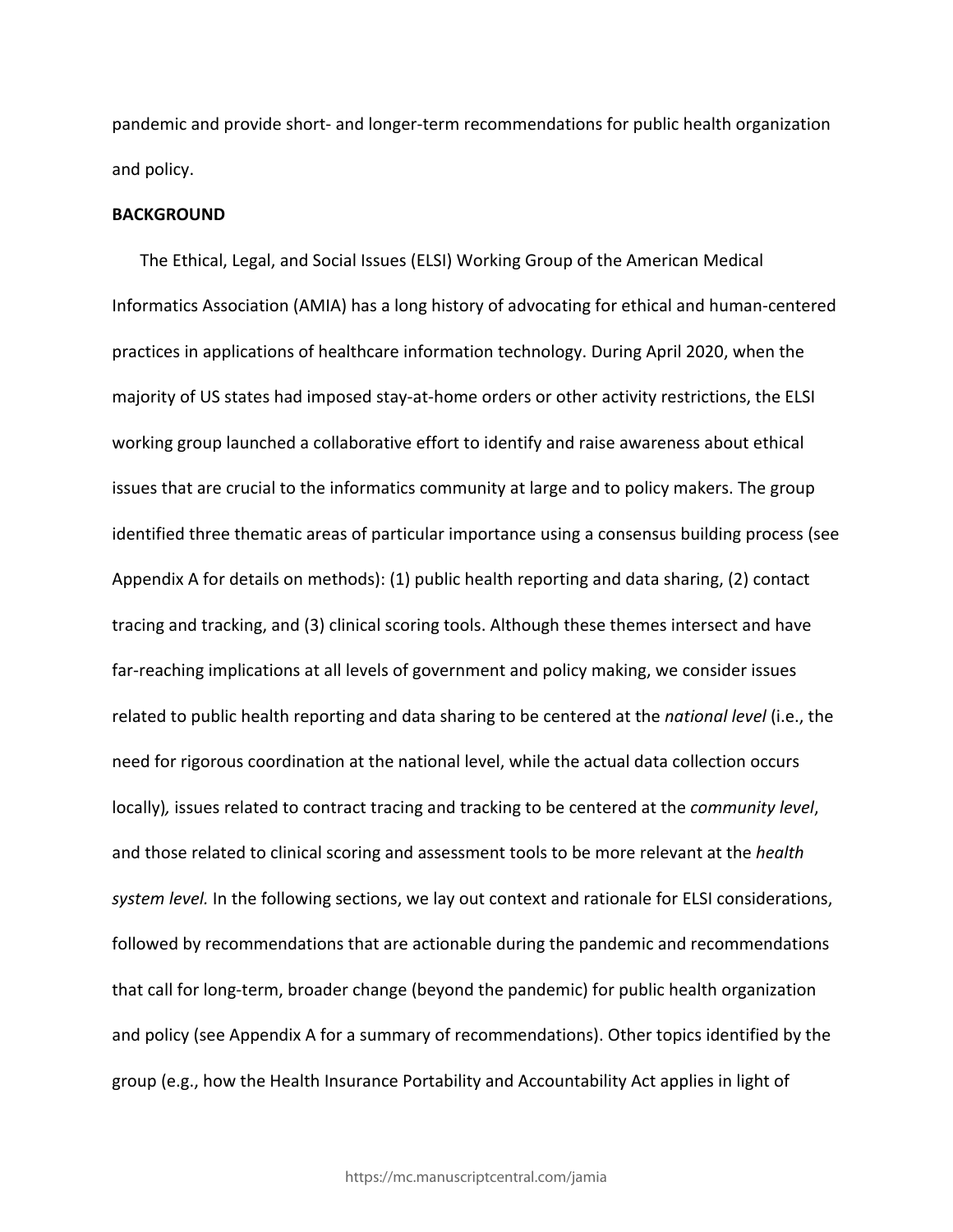pandemic and provide short- and longer-term recommendations for public health organization and policy.

## BACKGROUND

The Ethical, Legal, and Social Issues (ELSI) Working Group of the American Medical Informatics Association (AMIA) has a long history of advocating for ethical and human-centered practices in applications of healthcare information technology. During April 2020, when the majority of US states had imposed stay-at-home orders or other activity restrictions, the ELSI working group launched a collaborative effort to identify and raise awareness about ethical issues that are crucial to the informatics community at large and to policy makers. The group identified three thematic areas of particular importance using a consensus building process (see Appendix A for details on methods): (1) public health reporting and data sharing, (2) contact tracing and tracking, and (3) clinical scoring tools. Although these themes intersect and have far-reaching implications at all levels of government and policy making, we consider issues related to public health reporting and data sharing to be centered at the *national level* (i.e., the need for rigorous coordination at the national level, while the actual data collection occurs locally), issues related to contract tracing and tracking to be centered at the *community level*, and those related to clinical scoring and assessment tools to be more relevant at the *health system level.* In the following sections, we lay out context and rationale for ELSI considerations, followed by recommendations that are actionable during the pandemic and recommendations that call for long-term, broader change (beyond the pandemic) for public health organization and policy (see Appendix A for a summary of recommendations). Other topics identified by the group (e.g., how the Health Insurance Portability and Accountability Act applies in light of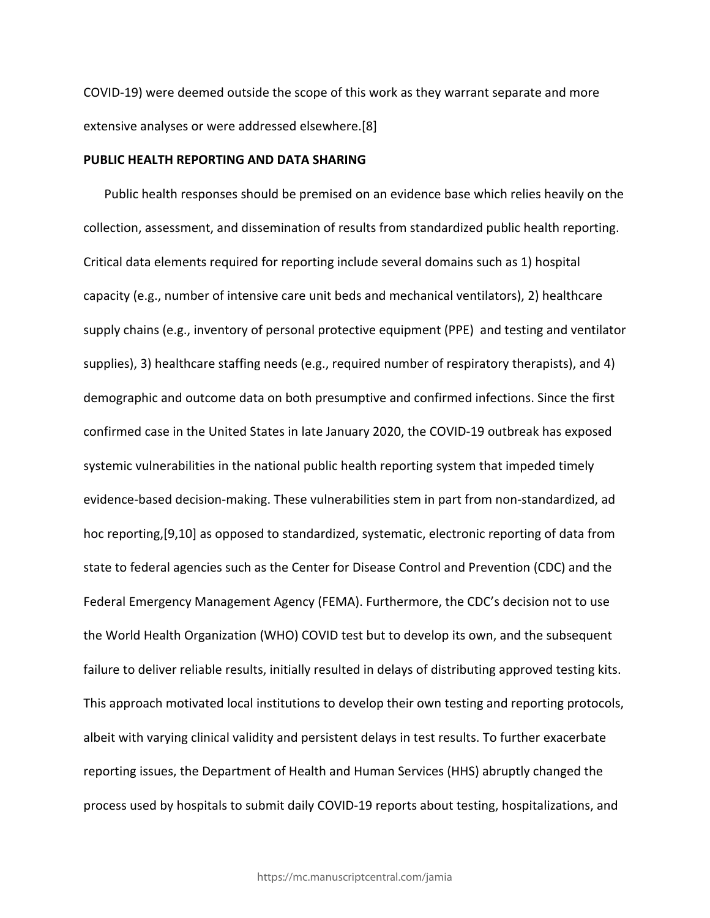COVID-19) were deemed outside the scope of this work as they warrant separate and more extensive analyses or were addressed elsewhere.[8]

## PUBLIC HEALTH REPORTING AND DATA SHARING

Public health responses should be premised on an evidence base which relies heavily on the collection, assessment, and dissemination of results from standardized public health reporting. Critical data elements required for reporting include several domains such as 1) hospital capacity (e.g., number of intensive care unit beds and mechanical ventilators), 2) healthcare supply chains (e.g., inventory of personal protective equipment (PPE) and testing and ventilator supplies), 3) healthcare staffing needs (e.g., required number of respiratory therapists), and 4) demographic and outcome data on both presumptive and confirmed infections. Since the first confirmed case in the United States in late January 2020, the COVID-19 outbreak has exposed systemic vulnerabilities in the national public health reporting system that impeded timely evidence-based decision-making. These vulnerabilities stem in part from non-standardized, ad hoc reporting,[9,10] as opposed to standardized, systematic, electronic reporting of data from state to federal agencies such as the Center for Disease Control and Prevention (CDC) and the Federal Emergency Management Agency (FEMA). Furthermore, the CDC's decision not to use the World Health Organization (WHO) COVID test but to develop its own, and the subsequent failure to deliver reliable results, initially resulted in delays of distributing approved testing kits. This approach motivated local institutions to develop their own testing and reporting protocols, albeit with varying clinical validity and persistent delays in test results. To further exacerbate reporting issues, the Department of Health and Human Services (HHS) abruptly changed the process used by hospitals to submit daily COVID-19 reports about testing, hospitalizations, and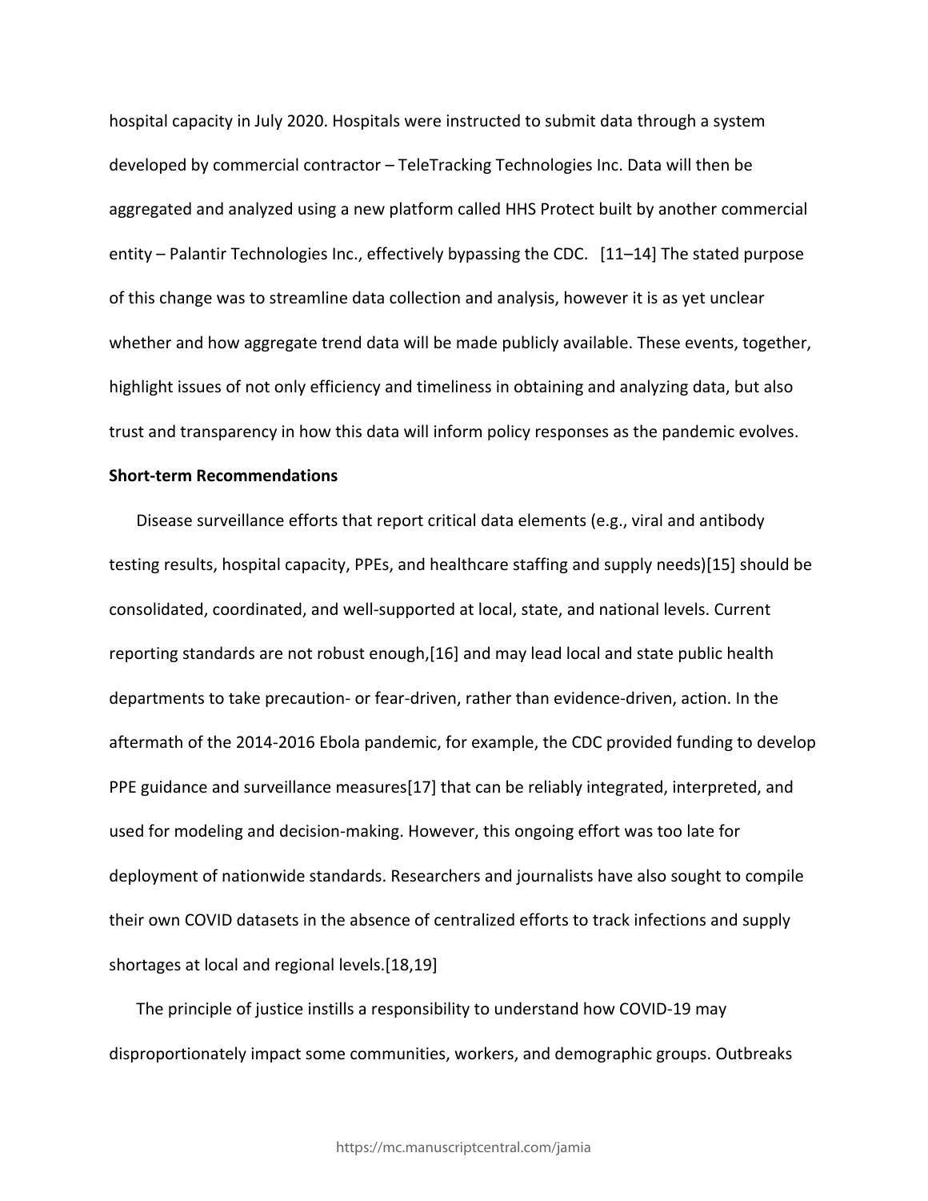hospital capacity in July 2020. Hospitals were instructed to submit data through a system developed by commercial contractor – TeleTracking Technologies Inc. Data will then be aggregated and analyzed using a new platform called HHS Protect built by another commercial entity – Palantir Technologies Inc., effectively bypassing the CDC. [11–14] The stated purpose of this change was to streamline data collection and analysis, however it is as yet unclear whether and how aggregate trend data will be made publicly available. These events, together, highlight issues of not only efficiency and timeliness in obtaining and analyzing data, but also trust and transparency in how this data will inform policy responses as the pandemic evolves.

**Short-term Recommendations**

Disease surveillance efforts that report critical data elements (e.g., viral and antibody testing results, hospital capacity, PPEs, and healthcare staffing and supply needs)[15] should be consolidated, coordinated, and well-supported at local, state, and national levels. Current reporting standards are not robust enough,[16] and may lead local and state public health departments to take precaution- or fear-driven, rather than evidence-driven, action. In the aftermath of the 2014-2016 Ebola pandemic, for example, the CDC provided funding to develop PPE guidance and surveillance measures[17] that can be reliably integrated, interpreted, and used for modeling and decision-making. However, this ongoing effort was too late for deployment of nationwide standards. Researchers and journalists have also sought to compile their own COVID datasets in the absence of centralized efforts to track infections and supply shortages at local and regional levels.[18,19]

The principle of justice instills a responsibility to understand how COVID-19 may disproportionately impact some communities, workers, and demographic groups. Outbreaks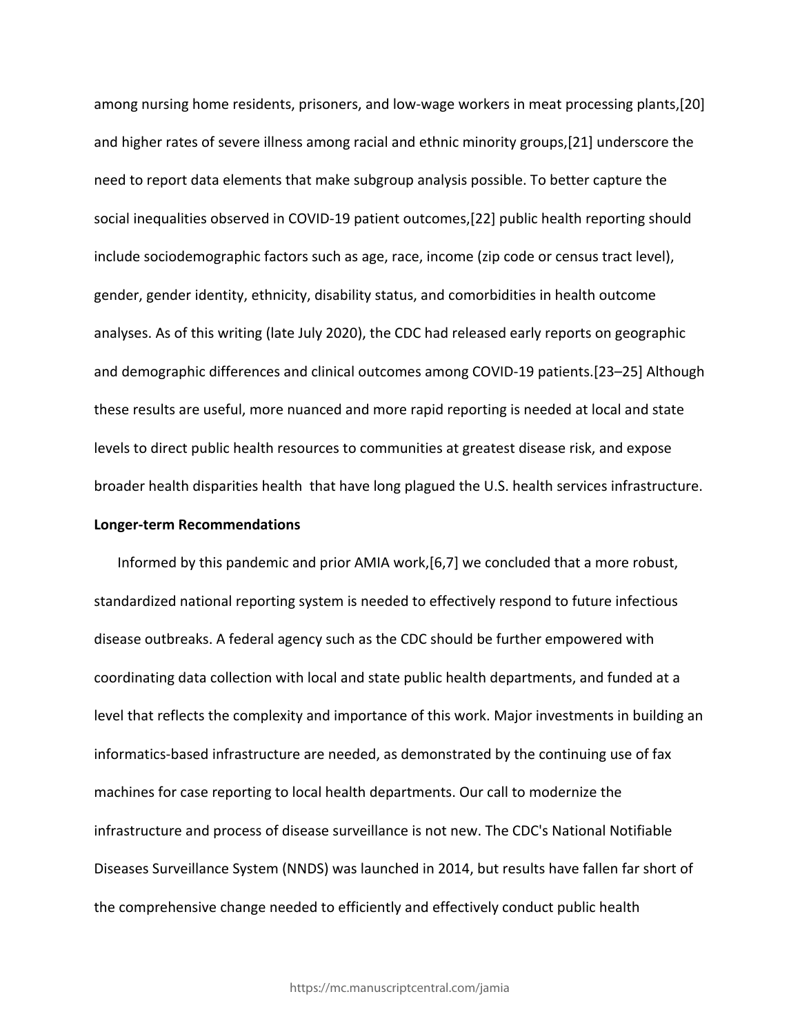among nursing home residents, prisoners, and low-wage workers in meat processing plants,[20] and higher rates of severe illness among racial and ethnic minority groups,[21] underscore the need to report data elements that make subgroup analysis possible. To better capture the social inequalities observed in COVID-19 patient outcomes,[22] public health reporting should include sociodemographic factors such as age, race, income (zip code or census tract level), gender, gender identity, ethnicity, disability status, and comorbidities in health outcome analyses. As of this writing (late July 2020), the CDC had released early reports on geographic and demographic differences and clinical outcomes among COVID-19 patients.[23–25] Although these results are useful, more nuanced and more rapid reporting is needed at local and state levels to direct public health resources to communities at greatest disease risk, and expose broader health disparities health that have long plagued the U.S. health services infrastructure.

**Longer-term Recommendations**

Informed by this pandemic and prior AMIA work,[6,7] we concluded that a more robust, standardized national reporting system is needed to effectively respond to future infectious disease outbreaks. A federal agency such as the CDC should be further empowered with coordinating data collection with local and state public health departments, and funded at a level that reflects the complexity and importance of this work. Major investments in building an informatics-based infrastructure are needed, as demonstrated by the continuing use of fax machines for case reporting to local health departments. Our call to modernize the infrastructure and process of disease surveillance is not new. The CDC's National Notifiable Diseases Surveillance System (NNDS) was launched in 2014, but results have fallen far short of the comprehensive change needed to efficiently and effectively conduct public health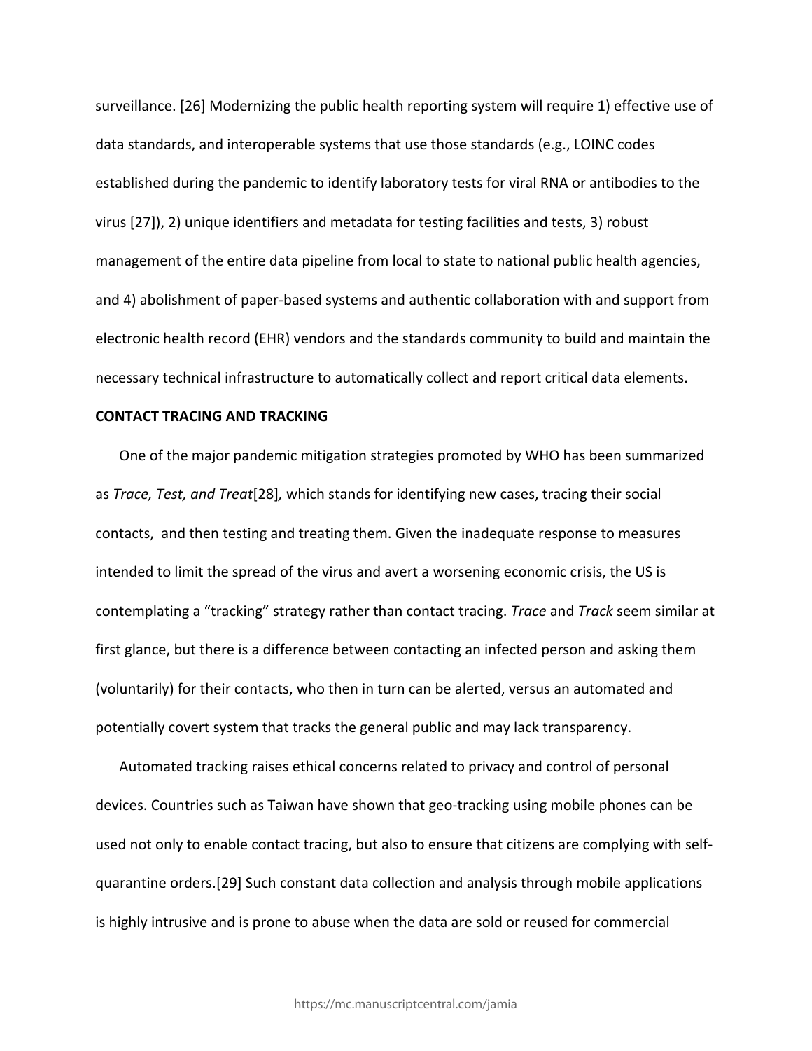surveillance. [26] Modernizing the public health reporting system will require 1) effective use of data standards, and interoperable systems that use those standards (e.g., LOINC codes established during the pandemic to identify laboratory tests for viral RNA or antibodies to the virus [27]), 2) unique identifiers and metadata for testing facilities and tests, 3) robust management of the entire data pipeline from local to state to national public health agencies, and 4) abolishment of paper-based systems and authentic collaboration with and support from electronic health record (EHR) vendors and the standards community to build and maintain the necessary technical infrastructure to automatically collect and report critical data elements.

**CONTACT TRACING AND TRACKING**

One of the major pandemic mitigation strategies promoted by WHO has been summarized as *Trace, Test, and Treat*[28]*,* which stands for identifying new cases, tracing their social contacts, and then testing and treating them. Given the inadequate response to measures intended to limit the spread of the virus and avert a worsening economic crisis, the US is contemplating a "tracking" strategy rather than contact tracing. *Trace* and *Track* seem similar at first glance, but there is a difference between contacting an infected person and asking them (voluntarily) for their contacts, who then in turn can be alerted, versus an automated and potentially covert system that tracks the general public and may lack transparency.

Automated tracking raises ethical concerns related to privacy and control of personal devices. Countries such as Taiwan have shown that geo-tracking using mobile phones can be used not only to enable contact tracing, but also to ensure that citizens are complying with self-quarantine orders.[29] Such constant data collection and analysis through mobile applications is highly intrusive and is prone to abuse when the data are sold or reused for commercial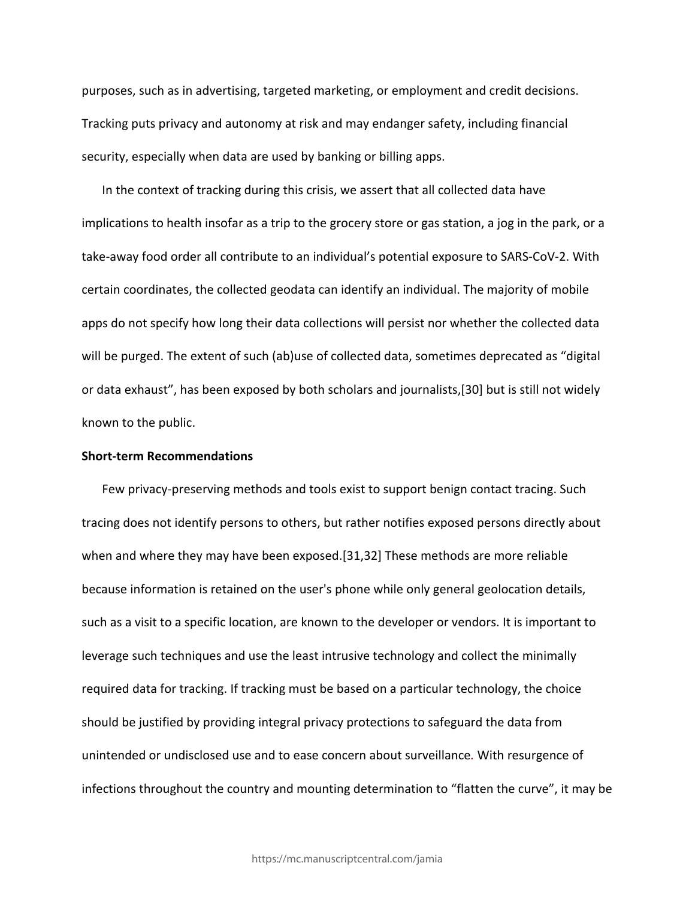purposes, such as in advertising, targeted marketing, or employment and credit decisions. Tracking puts privacy and autonomy at risk and may endanger safety, including financial security, especially when data are used by banking or billing apps.

In the context of tracking during this crisis, we assert that all collected data have implications to health insofar as a trip to the grocery store or gas station, a jog in the park, or a take-away food order all contribute to an individual's potential exposure to SARS-CoV-2. With certain coordinates, the collected geodata can identify an individual. The majority of mobile apps do not specify how long their data collections will persist nor whether the collected data will be purged. The extent of such (ab)use of collected data, sometimes deprecated as "digital or data exhaust", has been exposed by both scholars and journalists,[30] but is still not widely known to the public.

**Short-term Recommendations**

Few privacy-preserving methods and tools exist to support benign contact tracing. Such tracing does not identify persons to others, but rather notifies exposed persons directly about when and where they may have been exposed.[31,32] These methods are more reliable because information is retained on the user's phone while only general geolocation details, such as a visit to a specific location, are known to the developer or vendors. It is important to leverage such techniques and use the least intrusive technology and collect the minimally required data for tracking. If tracking must be based on a particular technology, the choice should be justified by providing integral privacy protections to safeguard the data from unintended or undisclosed use and to ease concern about surveillance. With resurgence of infections throughout the country and mounting determination to "flatten the curve", it may be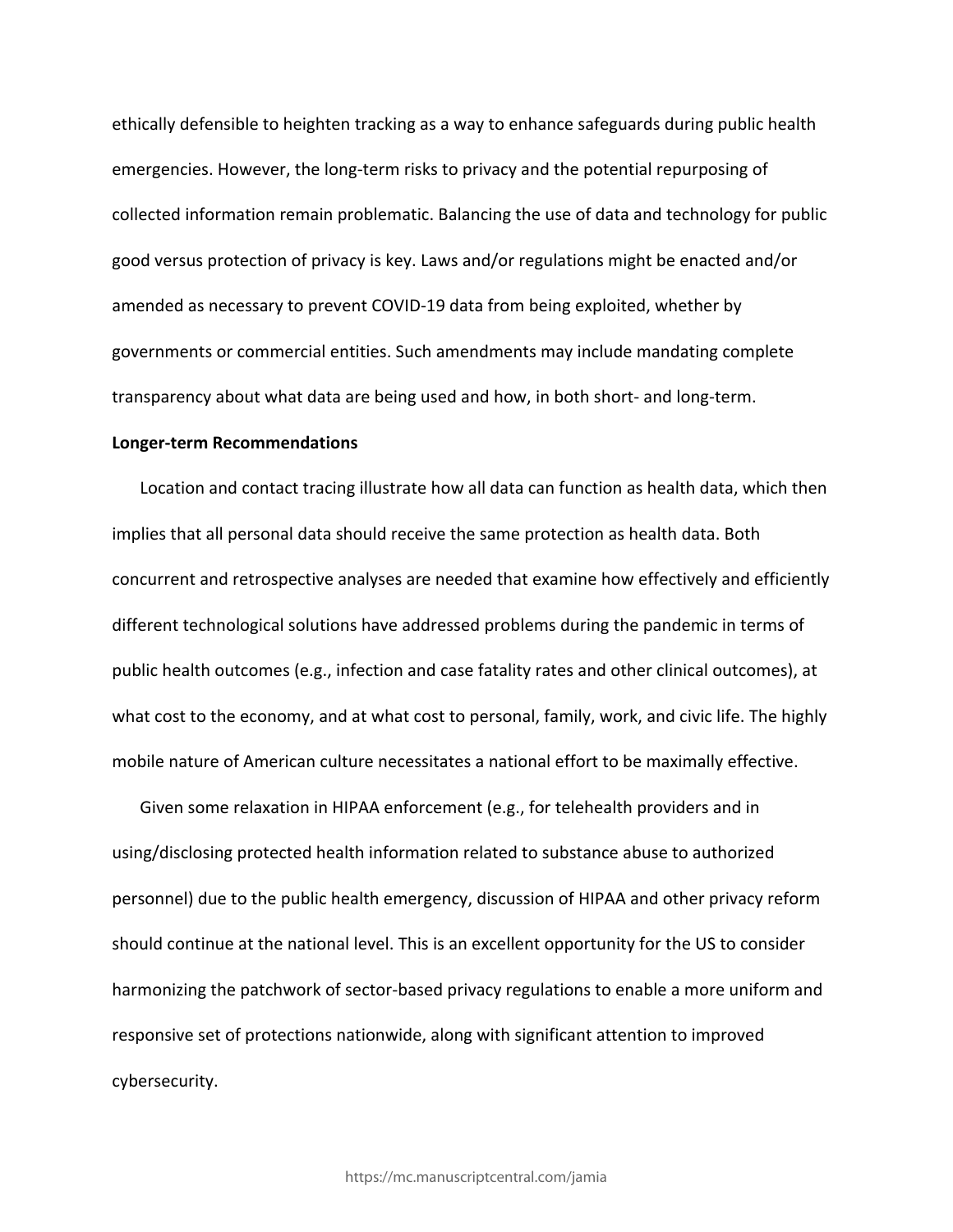ethically defensible to heighten tracking as a way to enhance safeguards during public health emergencies. However, the long-term risks to privacy and the potential repurposing of collected information remain problematic. Balancing the use of data and technology for public good versus protection of privacy is key. Laws and/or regulations might be enacted and/or amended as necessary to prevent COVID-19 data from being exploited, whether by governments or commercial entities. Such amendments may include mandating complete transparency about what data are being used and how, in both short- and long-term.

**Longer-term Recommendations**

Location and contact tracing illustrate how all data can function as health data, which then implies that all personal data should receive the same protection as health data. Both concurrent and retrospective analyses are needed that examine how effectively and efficiently different technological solutions have addressed problems during the pandemic in terms of public health outcomes (e.g., infection and case fatality rates and other clinical outcomes), at what cost to the economy, and at what cost to personal, family, work, and civic life. The highly mobile nature of American culture necessitates a national effort to be maximally effective.

Given some relaxation in HIPAA enforcement (e.g., for telehealth providers and in using/disclosing protected health information related to substance abuse to authorized personnel) due to the public health emergency, discussion of HIPAA and other privacy reform should continue at the national level. This is an excellent opportunity for the US to consider harmonizing the patchwork of sector-based privacy regulations to enable a more uniform and responsive set of protections nationwide, along with significant attention to improved cybersecurity.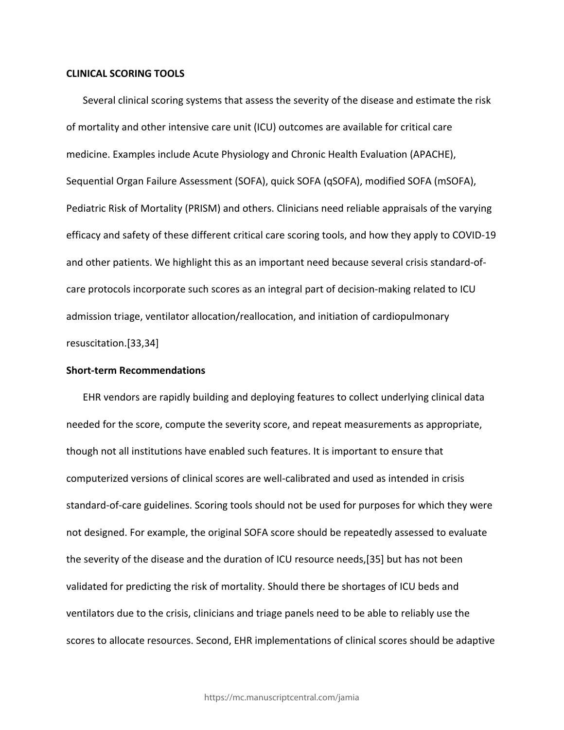## CLINICAL SCORING TOOLS

Several clinical scoring systems that assess the severity of the disease and estimate the risk of mortality and other intensive care unit (ICU) outcomes are available for critical care medicine. Examples include Acute Physiology and Chronic Health Evaluation (APACHE), Sequential Organ Failure Assessment (SOFA), quick SOFA (qSOFA), modified SOFA (mSOFA), Pediatric Risk of Mortality (PRISM) and others. Clinicians need reliable appraisals of the varying efficacy and safety of these different critical care scoring tools, and how they apply to COVID-19 and other patients. We highlight this as an important need because several crisis standard-of-care protocols incorporate such scores as an integral part of decision-making related to ICU admission triage, ventilator allocation/reallocation, and initiation of cardiopulmonary resuscitation.[33,34]

### Short-term Recommendations

EHR vendors are rapidly building and deploying features to collect underlying clinical data needed for the score, compute the severity score, and repeat measurements as appropriate, though not all institutions have enabled such features. It is important to ensure that computerized versions of clinical scores are well-calibrated and used as intended in crisis standard-of-care guidelines. Scoring tools should not be used for purposes for which they were not designed. For example, the original SOFA score should be repeatedly assessed to evaluate the severity of the disease and the duration of ICU resource needs,[35] but has not been validated for predicting the risk of mortality. Should there be shortages of ICU beds and ventilators due to the crisis, clinicians and triage panels need to be able to reliably use the scores to allocate resources. Second, EHR implementations of clinical scores should be adaptive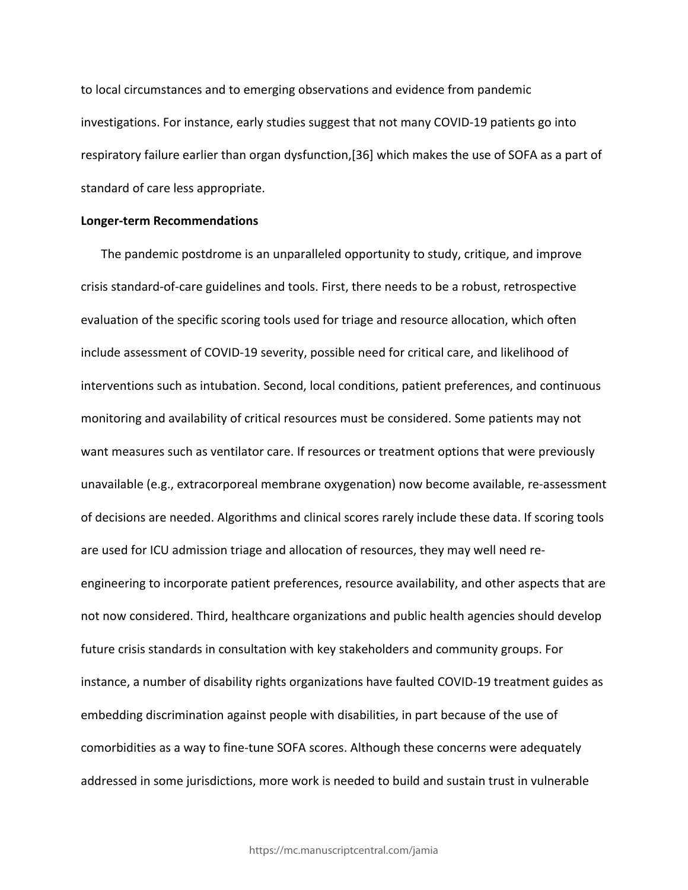to local circumstances and to emerging observations and evidence from pandemic investigations. For instance, early studies suggest that not many COVID-19 patients go into respiratory failure earlier than organ dysfunction,[36] which makes the use of SOFA as a part of standard of care less appropriate.

**Longer-term Recommendations**

The pandemic postdrome is an unparalleled opportunity to study, critique, and improve crisis standard-of-care guidelines and tools. First, there needs to be a robust, retrospective evaluation of the specific scoring tools used for triage and resource allocation, which often include assessment of COVID-19 severity, possible need for critical care, and likelihood of interventions such as intubation. Second, local conditions, patient preferences, and continuous monitoring and availability of critical resources must be considered. Some patients may not want measures such as ventilator care. If resources or treatment options that were previously unavailable (e.g., extracorporeal membrane oxygenation) now become available, re-assessment of decisions are needed. Algorithms and clinical scores rarely include these data. If scoring tools are used for ICU admission triage and allocation of resources, they may well need re-engineering to incorporate patient preferences, resource availability, and other aspects that are not now considered. Third, healthcare organizations and public health agencies should develop future crisis standards in consultation with key stakeholders and community groups. For instance, a number of disability rights organizations have faulted COVID-19 treatment guides as embedding discrimination against people with disabilities, in part because of the use of comorbidities as a way to fine-tune SOFA scores. Although these concerns were adequately addressed in some jurisdictions, more work is needed to build and sustain trust in vulnerable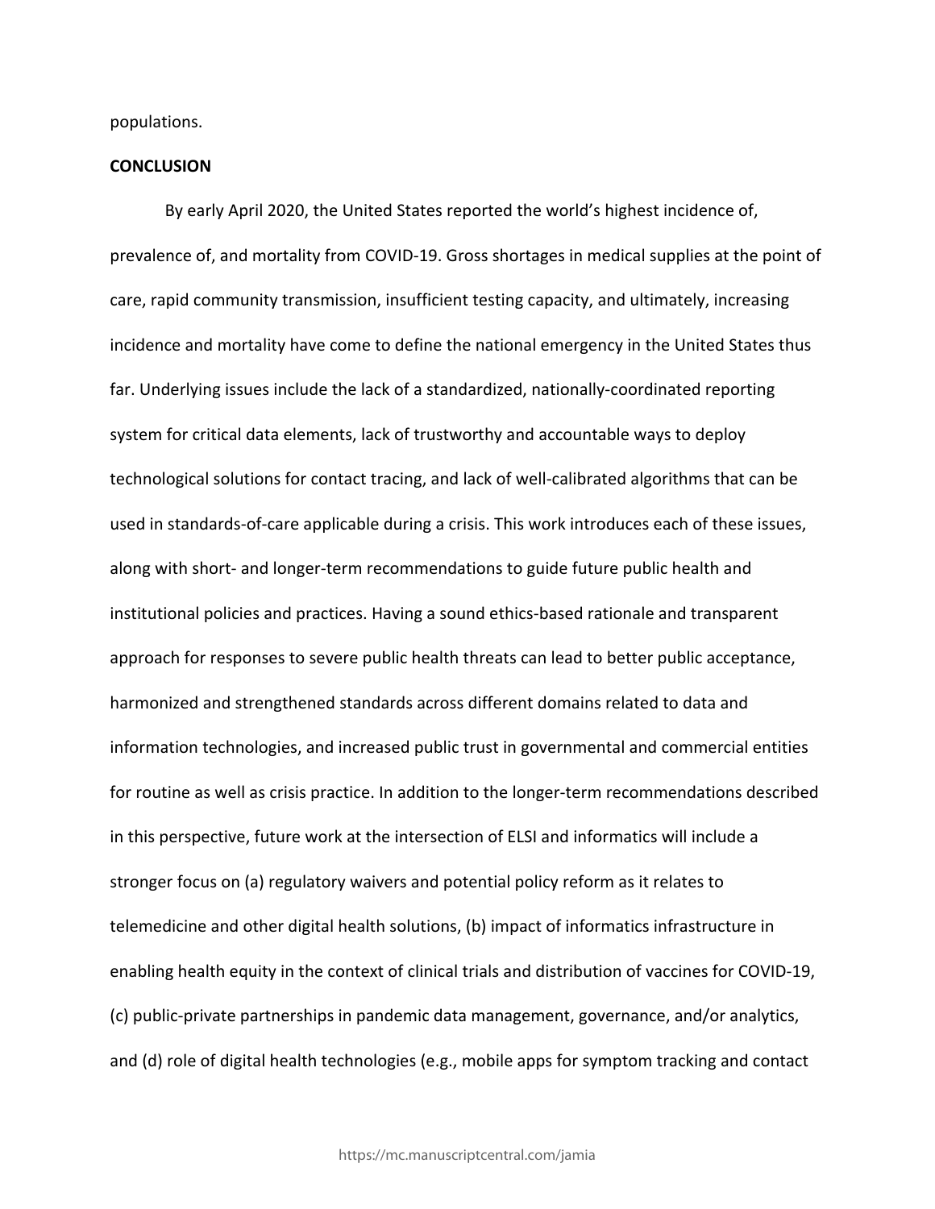populations.

## CONCLUSION

By early April 2020, the United States reported the world's highest incidence of, prevalence of, and mortality from COVID-19. Gross shortages in medical supplies at the point of care, rapid community transmission, insufficient testing capacity, and ultimately, increasing incidence and mortality have come to define the national emergency in the United States thus far. Underlying issues include the lack of a standardized, nationally-coordinated reporting system for critical data elements, lack of trustworthy and accountable ways to deploy technological solutions for contact tracing, and lack of well-calibrated algorithms that can be used in standards-of-care applicable during a crisis. This work introduces each of these issues, along with short- and longer-term recommendations to guide future public health and institutional policies and practices. Having a sound ethics-based rationale and transparent approach for responses to severe public health threats can lead to better public acceptance, harmonized and strengthened standards across different domains related to data and information technologies, and increased public trust in governmental and commercial entities for routine as well as crisis practice. In addition to the longer-term recommendations described in this perspective, future work at the intersection of ELSI and informatics will include a stronger focus on (a) regulatory waivers and potential policy reform as it relates to telemedicine and other digital health solutions, (b) impact of informatics infrastructure in enabling health equity in the context of clinical trials and distribution of vaccines for COVID-19, (c) public-private partnerships in pandemic data management, governance, and/or analytics, and (d) role of digital health technologies (e.g., mobile apps for symptom tracking and contact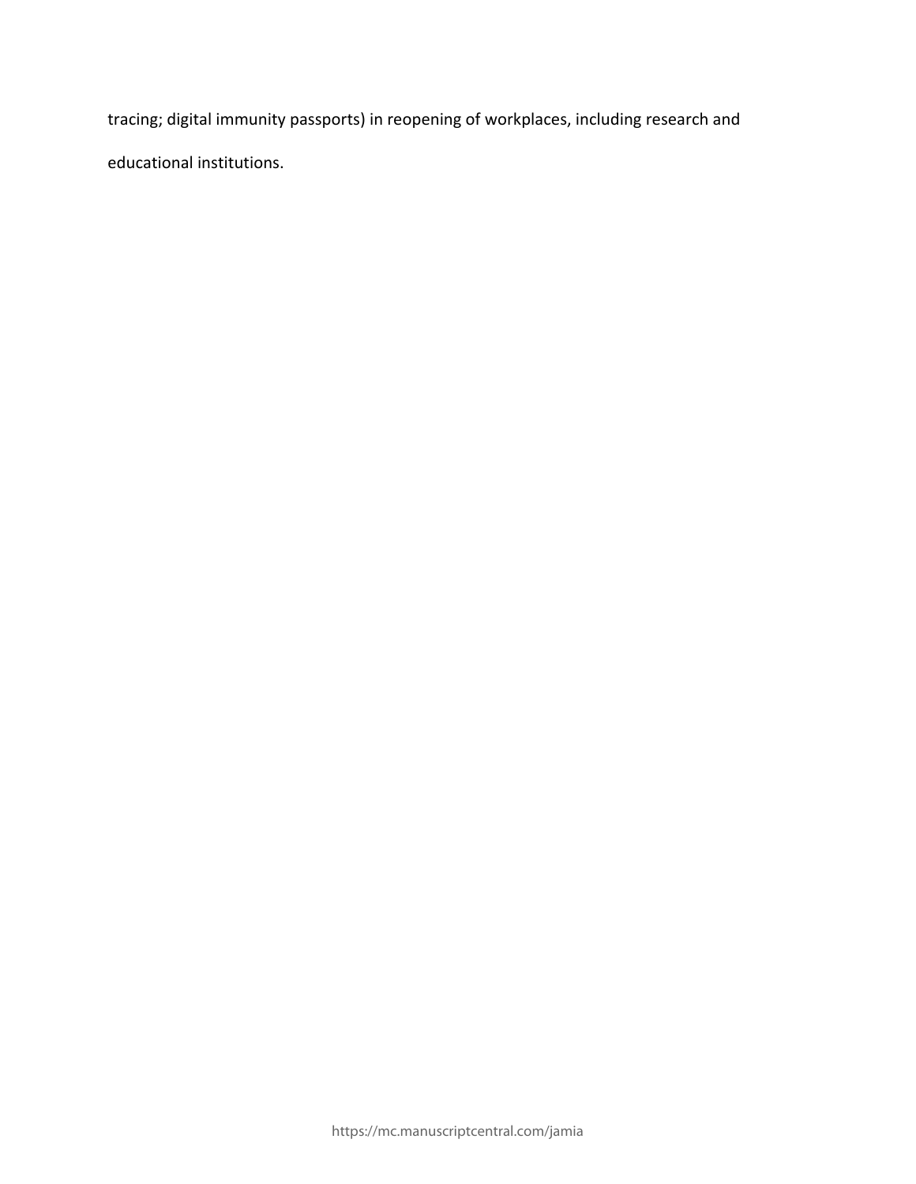tracing; digital immunity passports) in reopening of workplaces, including research and educational institutions.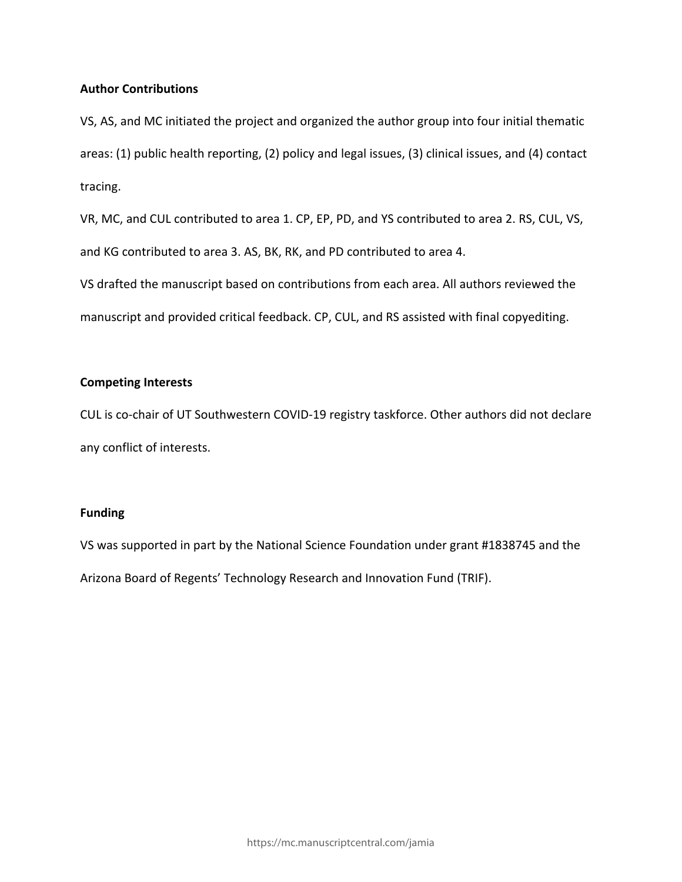**Author Contributions**

VS, AS, and MC initiated the project and organized the author group into four initial thematic areas: (1) public health reporting, (2) policy and legal issues, (3) clinical issues, and (4) contact tracing.

VR, MC, and CUL contributed to area 1. CP, EP, PD, and YS contributed to area 2. RS, CUL, VS, and KG contributed to area 3. AS, BK, RK, and PD contributed to area 4.

VS drafted the manuscript based on contributions from each area. All authors reviewed the manuscript and provided critical feedback. CP, CUL, and RS assisted with final copyediting.

**Competing Interests**

CUL is co-chair of UT Southwestern COVID-19 registry taskforce. Other authors did not declare any conflict of interests.

**Funding**

VS was supported in part by the National Science Foundation under grant #1838745 and the Arizona Board of Regents' Technology Research and Innovation Fund (TRIF).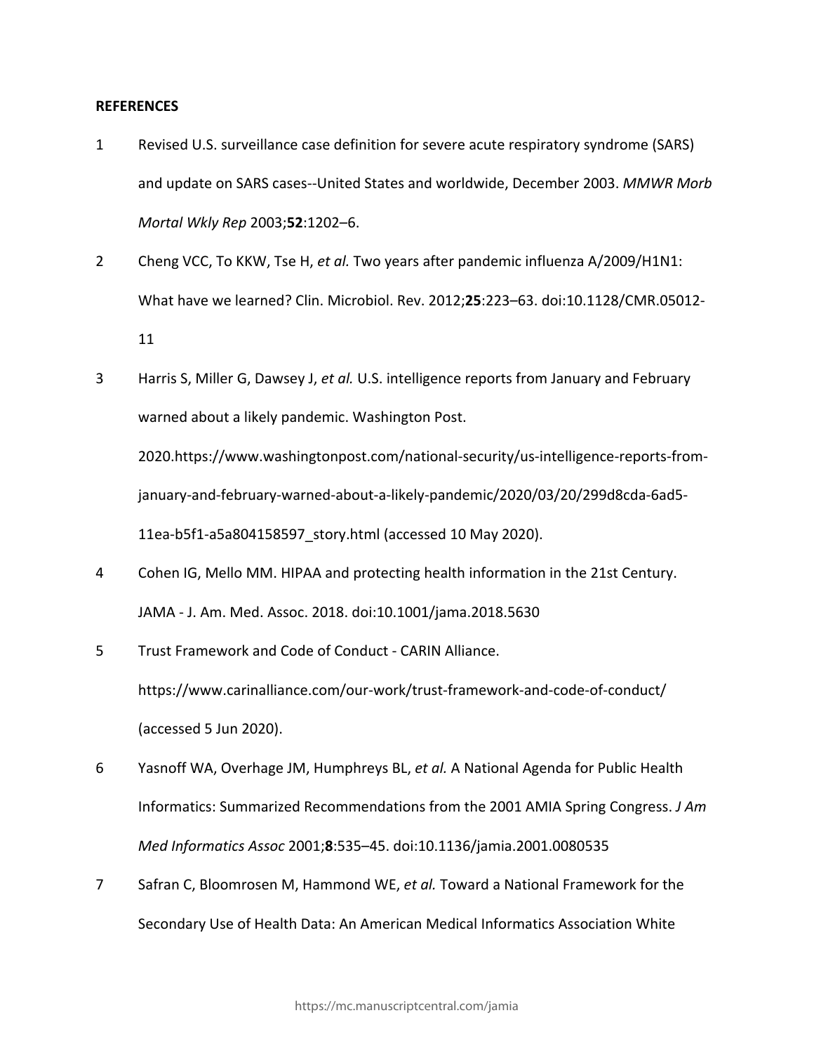**REFERENCES**

1. Revised U.S. surveillance case definition for severe acute respiratory syndrome (SARS) and update on SARS cases--United States and worldwide, December 2003. *MMWR Morb Mortal Wkly Rep* 2003;**52**:1202–6.
2. Cheng VCC, To KKW, Tse H, *et al.* Two years after pandemic influenza A/2009/H1N1: What have we learned? Clin. Microbiol. Rev. 2012;**25**:223–63. doi:10.1128/CMR.05012-11
3. Harris S, Miller G, Dawsey J, *et al.* U.S. intelligence reports from January and February warned about a likely pandemic. Washington Post. 2020.https://www.washingtonpost.com/national-security/us-intelligence-reports-from-january-and-february-warned-about-a-likely-pandemic/2020/03/20/299d8cda-6ad5-11ea-b5f1-a5a804158597_story.html (accessed 10 May 2020).
4. Cohen IG, Mello MM. HIPAA and protecting health information in the 21st Century. JAMA - J. Am. Med. Assoc. 2018. doi:10.1001/jama.2018.5630
5. Trust Framework and Code of Conduct - CARIN Alliance. https://www.carinalliance.com/our-work/trust-framework-and-code-of-conduct/ (accessed 5 Jun 2020).
6. Yasnoff WA, Overhage JM, Humphreys BL, *et al.* A National Agenda for Public Health Informatics: Summarized Recommendations from the 2001 AMIA Spring Congress. *J Am Med Informatics Assoc* 2001;**8**:535–45. doi:10.1136/jamia.2001.0080535
7. Safran C, Bloomrosen M, Hammond WE, *et al.* Toward a National Framework for the Secondary Use of Health Data: An American Medical Informatics Association White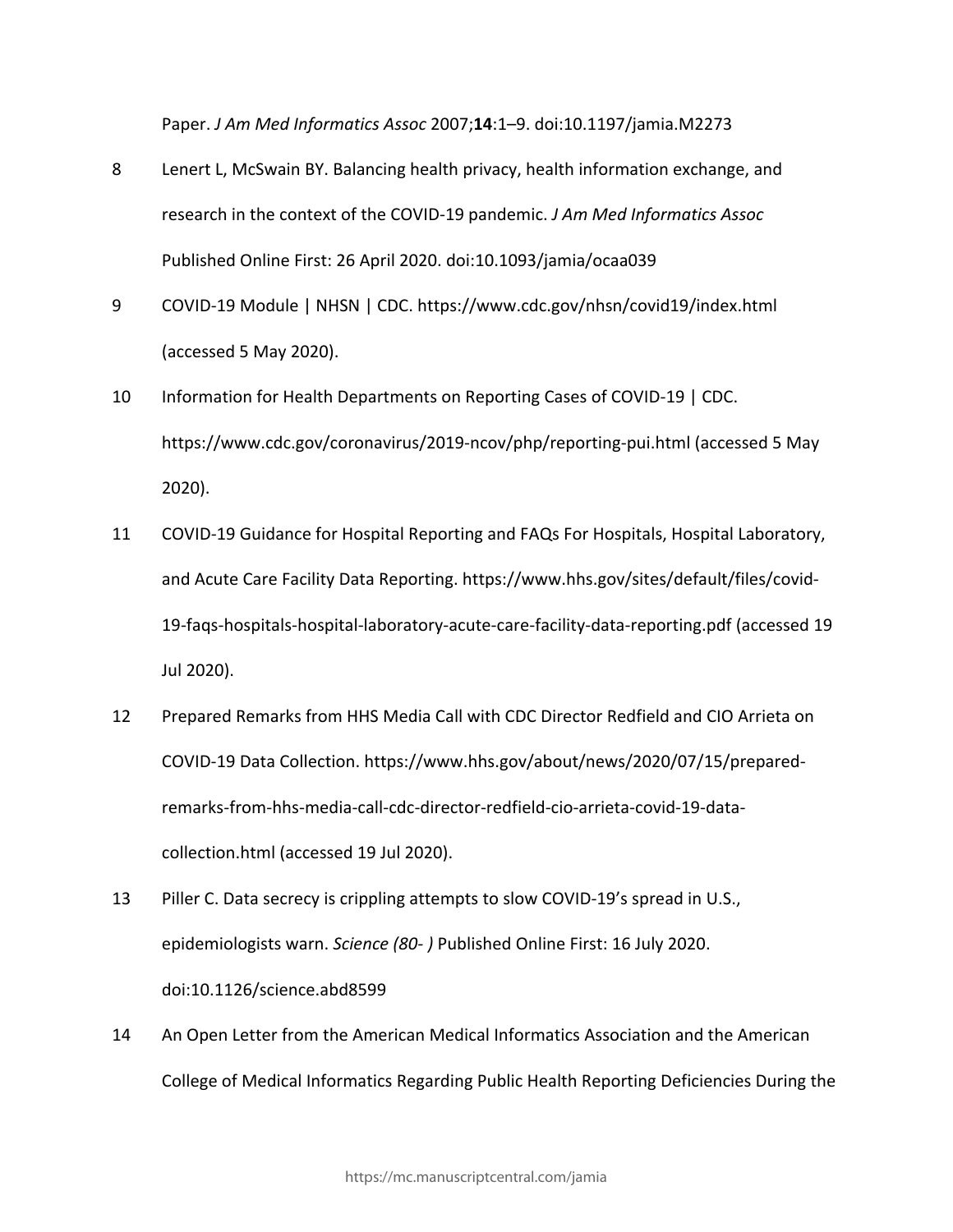Paper. *J Am Med Informatics Assoc* 2007;**14**:1–9. doi:10.1197/jamia.M2273

8. Lenert L, McSwain BY. Balancing health privacy, health information exchange, and research in the context of the COVID-19 pandemic. *J Am Med Informatics Assoc* Published Online First: 26 April 2020. doi:10.1093/jamia/ocaa039

9. COVID-19 Module | NHSN | CDC. https://www.cdc.gov/nhsn/covid19/index.html (accessed 5 May 2020).

10. Information for Health Departments on Reporting Cases of COVID-19 | CDC. https://www.cdc.gov/coronavirus/2019-ncov/php/reporting-pui.html (accessed 5 May 2020).

11. COVID-19 Guidance for Hospital Reporting and FAQs For Hospitals, Hospital Laboratory, and Acute Care Facility Data Reporting. https://www.hhs.gov/sites/default/files/covid-19-faqs-hospitals-hospital-laboratory-acute-care-facility-data-reporting.pdf (accessed 19 Jul 2020).

12. Prepared Remarks from HHS Media Call with CDC Director Redfield and CIO Arrieta on COVID-19 Data Collection. https://www.hhs.gov/about/news/2020/07/15/prepared-remarks-from-hhs-media-call-cdc-director-redfield-cio-arrieta-covid-19-data-collection.html (accessed 19 Jul 2020).

13. Piller C. Data secrecy is crippling attempts to slow COVID-19's spread in U.S., epidemiologists warn. *Science (80- )* Published Online First: 16 July 2020. doi:10.1126/science.abd8599

14. An Open Letter from the American Medical Informatics Association and the American College of Medical Informatics Regarding Public Health Reporting Deficiencies During the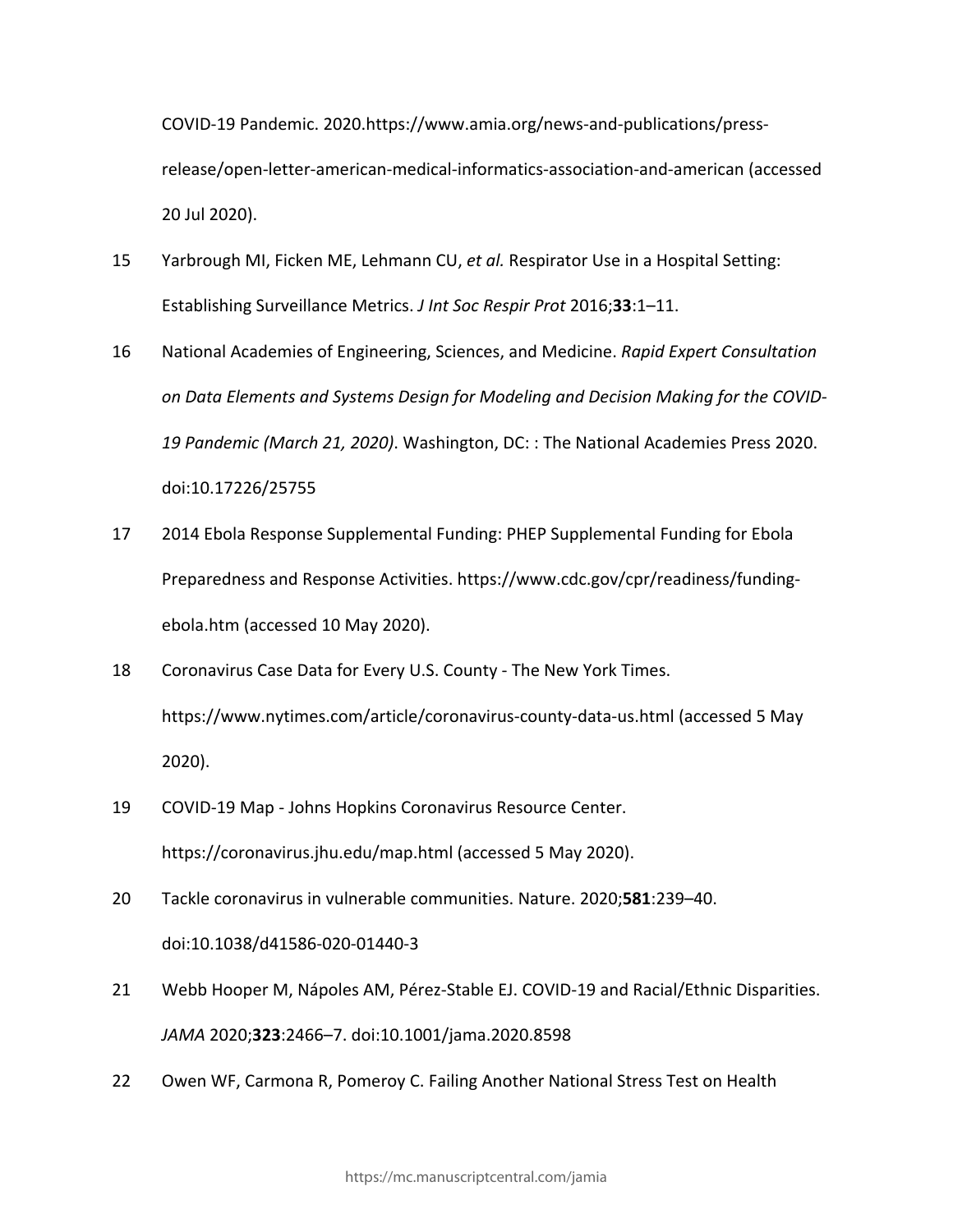COVID-19 Pandemic. 2020.https://www.amia.org/news-and-publications/press-release/open-letter-american-medical-informatics-association-and-american (accessed 20 Jul 2020).

15. Yarbrough MI, Ficken ME, Lehmann CU, *et al.* Respirator Use in a Hospital Setting: Establishing Surveillance Metrics. *J Int Soc Respir Prot* 2016;**33**:1–11.

16. National Academies of Engineering, Sciences, and Medicine. *Rapid Expert Consultation on Data Elements and Systems Design for Modeling and Decision Making for the COVID-19 Pandemic (March 21, 2020)*. Washington, DC: : The National Academies Press 2020. doi:10.17226/25755

17. 2014 Ebola Response Supplemental Funding: PHEP Supplemental Funding for Ebola Preparedness and Response Activities. https://www.cdc.gov/cpr/readiness/funding-ebola.htm (accessed 10 May 2020).

18. Coronavirus Case Data for Every U.S. County - The New York Times. https://www.nytimes.com/article/coronavirus-county-data-us.html (accessed 5 May 2020).

19. COVID-19 Map - Johns Hopkins Coronavirus Resource Center. https://coronavirus.jhu.edu/map.html (accessed 5 May 2020).

20. Tackle coronavirus in vulnerable communities. Nature. 2020;**581**:239–40. doi:10.1038/d41586-020-01440-3

21. Webb Hooper M, Nápoles AM, Pérez-Stable EJ. COVID-19 and Racial/Ethnic Disparities. *JAMA* 2020;**323**:2466–7. doi:10.1001/jama.2020.8598

22. Owen WF, Carmona R, Pomeroy C. Failing Another National Stress Test on Health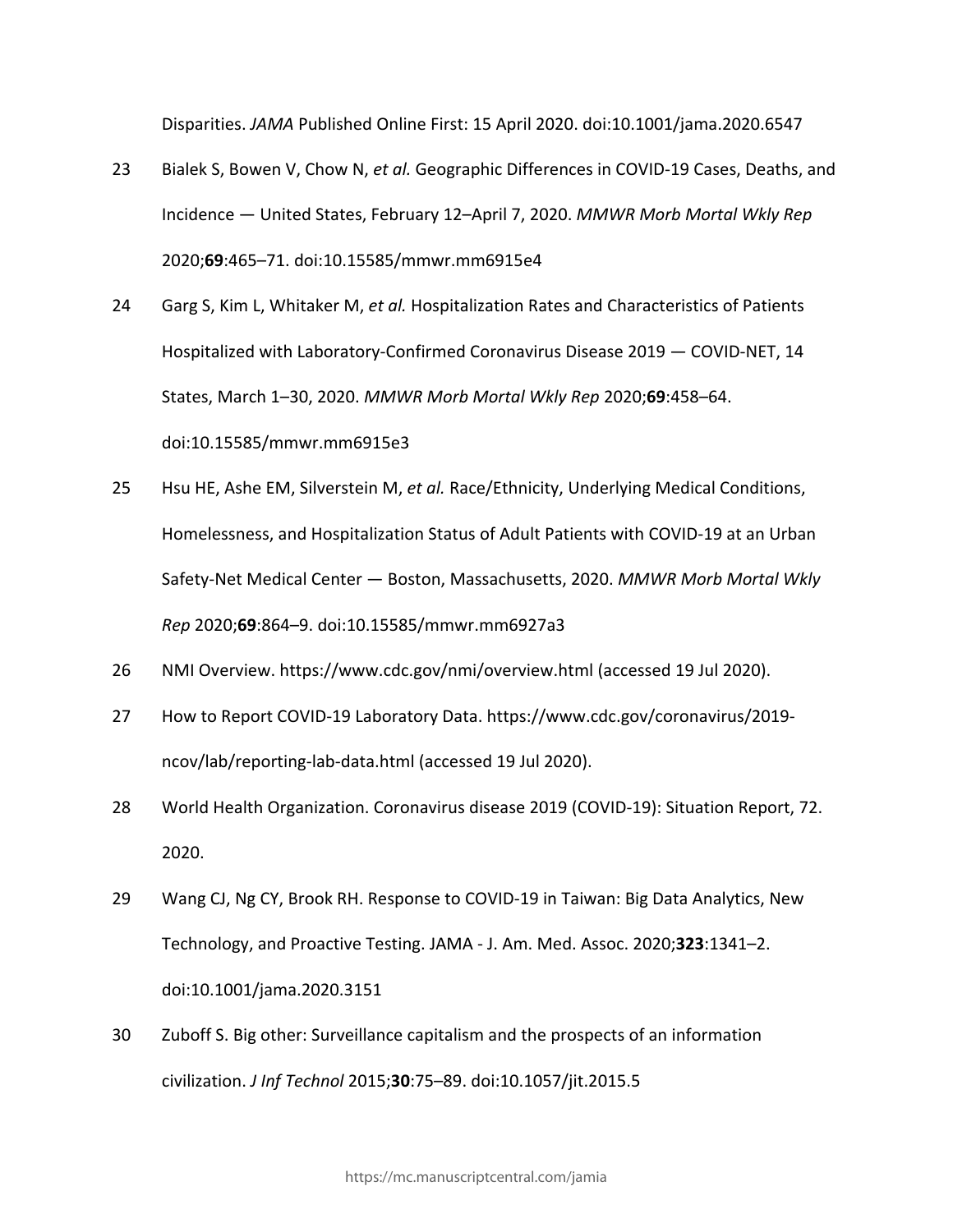Disparities. *JAMA* Published Online First: 15 April 2020. doi:10.1001/jama.2020.6547

23 Bialek S, Bowen V, Chow N, *et al.* Geographic Differences in COVID-19 Cases, Deaths, and Incidence — United States, February 12–April 7, 2020. *MMWR Morb Mortal Wkly Rep* 2020;**69**:465–71. doi:10.15585/mmwr.mm6915e4

24 Garg S, Kim L, Whitaker M, *et al.* Hospitalization Rates and Characteristics of Patients Hospitalized with Laboratory-Confirmed Coronavirus Disease 2019 — COVID-NET, 14 States, March 1–30, 2020. *MMWR Morb Mortal Wkly Rep* 2020;**69**:458–64. doi:10.15585/mmwr.mm6915e3

25 Hsu HE, Ashe EM, Silverstein M, *et al.* Race/Ethnicity, Underlying Medical Conditions, Homelessness, and Hospitalization Status of Adult Patients with COVID-19 at an Urban Safety-Net Medical Center — Boston, Massachusetts, 2020. *MMWR Morb Mortal Wkly Rep* 2020;**69**:864–9. doi:10.15585/mmwr.mm6927a3

26 NMI Overview. https://www.cdc.gov/nmi/overview.html (accessed 19 Jul 2020).

27 How to Report COVID-19 Laboratory Data. https://www.cdc.gov/coronavirus/2019-ncov/lab/reporting-lab-data.html (accessed 19 Jul 2020).

28 World Health Organization. Coronavirus disease 2019 (COVID-19): Situation Report, 72. 2020.

29 Wang CJ, Ng CY, Brook RH. Response to COVID-19 in Taiwan: Big Data Analytics, New Technology, and Proactive Testing. JAMA - J. Am. Med. Assoc. 2020;**323**:1341–2. doi:10.1001/jama.2020.3151

30 Zuboff S. Big other: Surveillance capitalism and the prospects of an information civilization. *J Inf Technol* 2015;**30**:75–89. doi:10.1057/jit.2015.5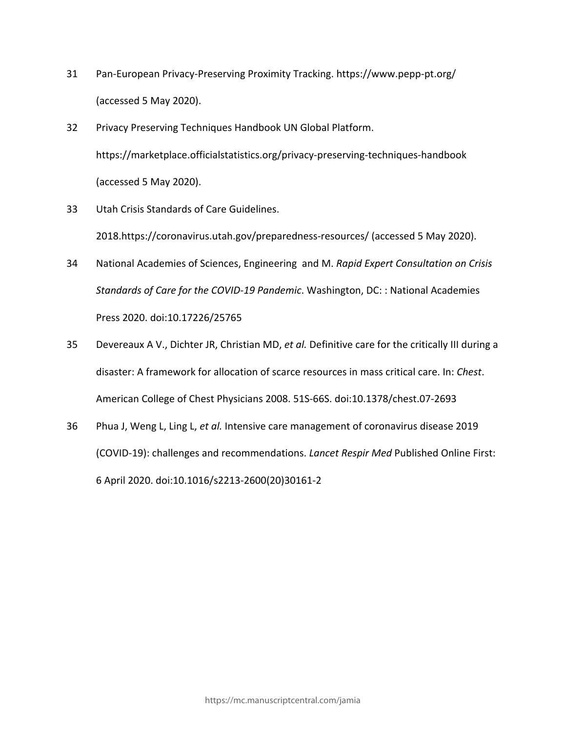31 Pan-European Privacy-Preserving Proximity Tracking. https://www.pepp-pt.org/ (accessed 5 May 2020).

32 Privacy Preserving Techniques Handbook UN Global Platform. https://marketplace.officialstatistics.org/privacy-preserving-techniques-handbook (accessed 5 May 2020).

33 Utah Crisis Standards of Care Guidelines. 2018.https://coronavirus.utah.gov/preparedness-resources/ (accessed 5 May 2020).

34 National Academies of Sciences, Engineering and M. *Rapid Expert Consultation on Crisis Standards of Care for the COVID-19 Pandemic*. Washington, DC: : National Academies Press 2020. doi:10.17226/25765

35 Devereaux A V., Dichter JR, Christian MD, *et al.* Definitive care for the critically Ill during a disaster: A framework for allocation of scarce resources in mass critical care. In: *Chest*. American College of Chest Physicians 2008. 51S-66S. doi:10.1378/chest.07-2693

36 Phua J, Weng L, Ling L, *et al.* Intensive care management of coronavirus disease 2019 (COVID-19): challenges and recommendations. *Lancet Respir Med* Published Online First: 6 April 2020. doi:10.1016/s2213-2600(20)30161-2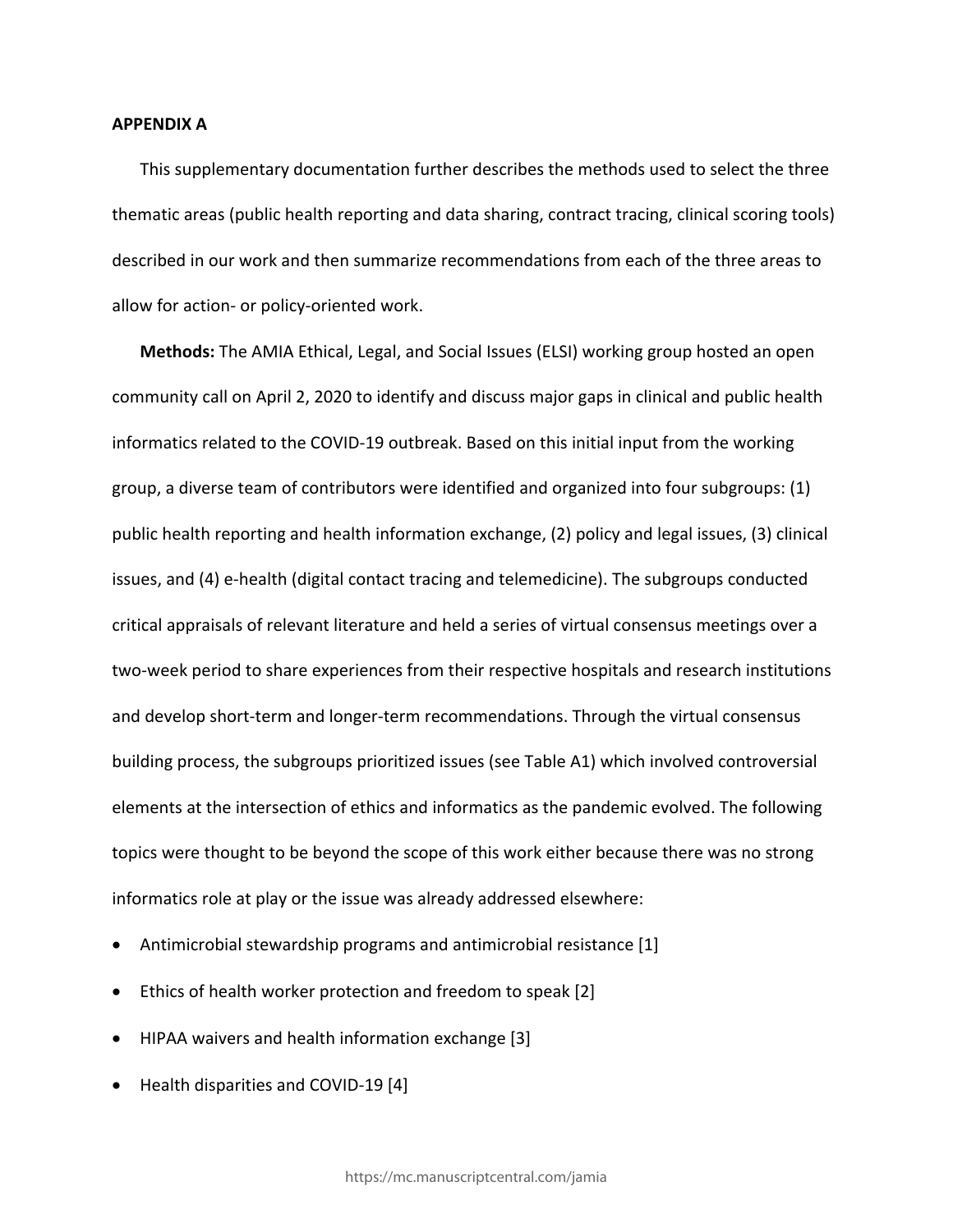## APPENDIX A

This supplementary documentation further describes the methods used to select the three thematic areas (public health reporting and data sharing, contract tracing, clinical scoring tools) described in our work and then summarize recommendations from each of the three areas to allow for action- or policy-oriented work.

**Methods:** The AMIA Ethical, Legal, and Social Issues (ELSI) working group hosted an open community call on April 2, 2020 to identify and discuss major gaps in clinical and public health informatics related to the COVID-19 outbreak. Based on this initial input from the working group, a diverse team of contributors were identified and organized into four subgroups: (1) public health reporting and health information exchange, (2) policy and legal issues, (3) clinical issues, and (4) e-health (digital contact tracing and telemedicine). The subgroups conducted critical appraisals of relevant literature and held a series of virtual consensus meetings over a two-week period to share experiences from their respective hospitals and research institutions and develop short-term and longer-term recommendations. Through the virtual consensus building process, the subgroups prioritized issues (see Table A1) which involved controversial elements at the intersection of ethics and informatics as the pandemic evolved. The following topics were thought to be beyond the scope of this work either because there was no strong informatics role at play or the issue was already addressed elsewhere:

- Antimicrobial stewardship programs and antimicrobial resistance [1]
- Ethics of health worker protection and freedom to speak [2]
- HIPAA waivers and health information exchange [3]
- Health disparities and COVID-19 [4]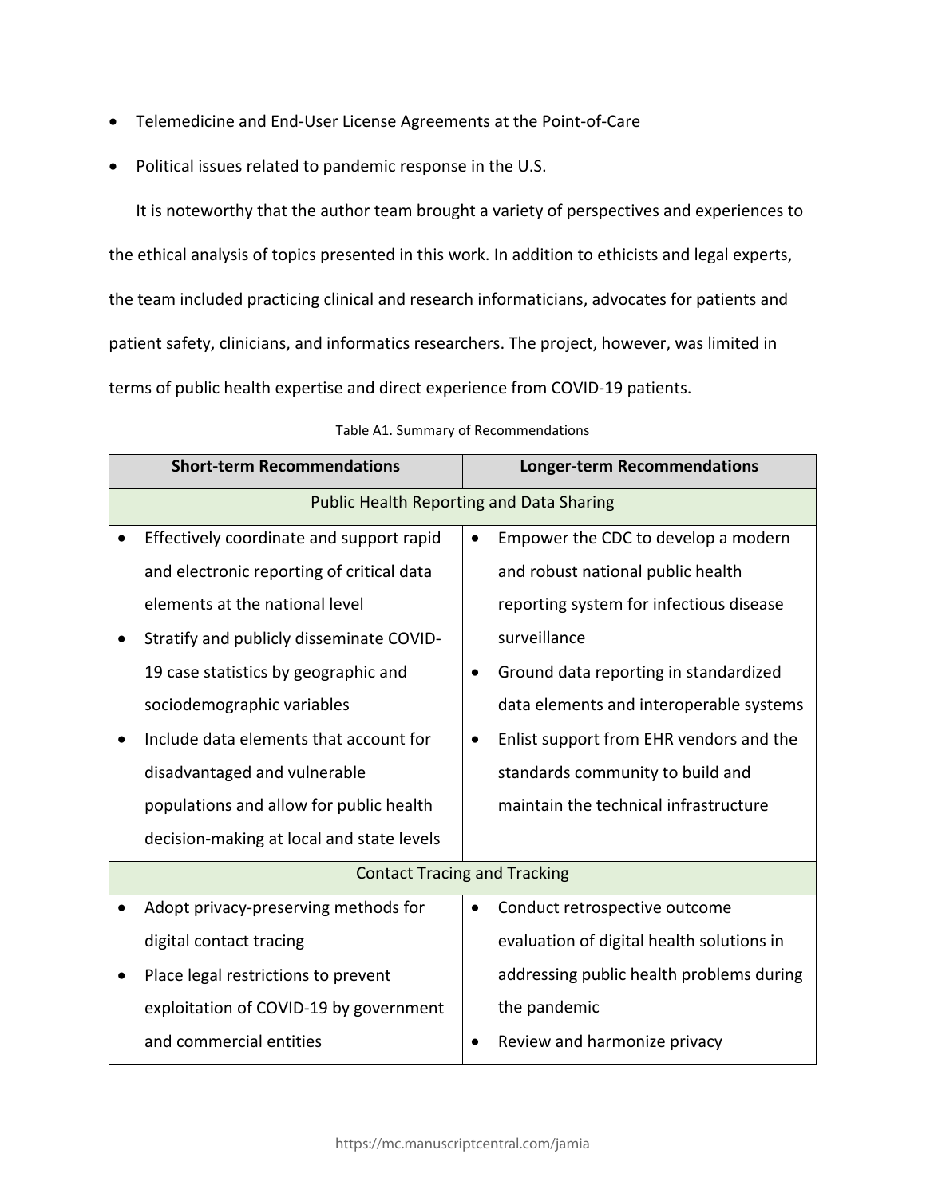- Telemedicine and End-User License Agreements at the Point-of-Care
- Political issues related to pandemic response in the U.S.

It is noteworthy that the author team brought a variety of perspectives and experiences to the ethical analysis of topics presented in this work. In addition to ethicists and legal experts, the team included practicing clinical and research informaticians, advocates for patients and patient safety, clinicians, and informatics researchers. The project, however, was limited in terms of public health expertise and direct experience from COVID-19 patients.

Table A1. Summary of Recommendations

| **Short-term Recommendations** | **Longer-term Recommendations** |
|---|---|
| Public Health Reporting and Data Sharing | |
| • Effectively coordinate and support rapid and electronic reporting of critical data elements at the national level<br>• Stratify and publicly disseminate COVID-19 case statistics by geographic and sociodemographic variables<br>• Include data elements that account for disadvantaged and vulnerable populations and allow for public health decision-making at local and state levels | • Empower the CDC to develop a modern and robust national public health reporting system for infectious disease surveillance<br>• Ground data reporting in standardized data elements and interoperable systems<br>• Enlist support from EHR vendors and the standards community to build and maintain the technical infrastructure |
| Contact Tracing and Tracking | |
| • Adopt privacy-preserving methods for digital contact tracing<br>• Place legal restrictions to prevent exploitation of COVID-19 by government and commercial entities | • Conduct retrospective outcome evaluation of digital health solutions in addressing public health problems during the pandemic<br>• Review and harmonize privacy |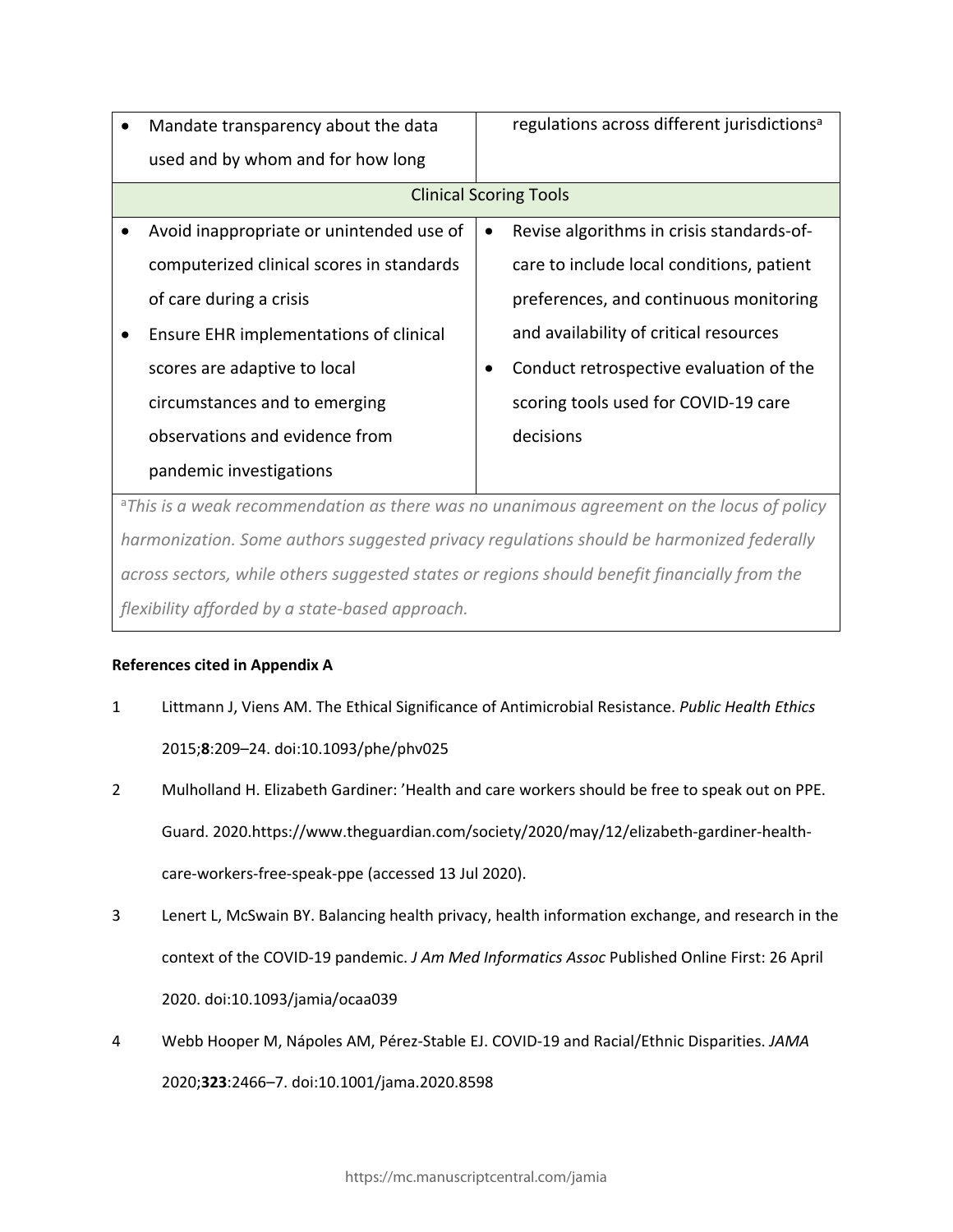| | |
|---|---|
| • Mandate transparency about the data used and by whom and for how long | regulations across different jurisdictions[a] |
| Clinical Scoring Tools | |
| • Avoid inappropriate or unintended use of computerized clinical scores in standards of care during a crisis<br>• Ensure EHR implementations of clinical scores are adaptive to local circumstances and to emerging observations and evidence from pandemic investigations | • Revise algorithms in crisis standards-of-care to include local conditions, patient preferences, and continuous monitoring and availability of critical resources<br>• Conduct retrospective evaluation of the scoring tools used for COVID-19 care decisions |

[a]*This is a weak recommendation as there was no unanimous agreement on the locus of policy harmonization. Some authors suggested privacy regulations should be harmonized federally across sectors, while others suggested states or regions should benefit financially from the flexibility afforded by a state-based approach.*

**References cited in Appendix A**

1 Littmann J, Viens AM. The Ethical Significance of Antimicrobial Resistance. *Public Health Ethics* 2015;**8**:209–24. doi:10.1093/phe/phv025

2 Mulholland H. Elizabeth Gardiner: 'Health and care workers should be free to speak out on PPE. Guard. 2020.https://www.theguardian.com/society/2020/may/12/elizabeth-gardiner-health-care-workers-free-speak-ppe (accessed 13 Jul 2020).

3 Lenert L, McSwain BY. Balancing health privacy, health information exchange, and research in the context of the COVID-19 pandemic. *J Am Med Informatics Assoc* Published Online First: 26 April 2020. doi:10.1093/jamia/ocaa039

4 Webb Hooper M, Nápoles AM, Pérez-Stable EJ. COVID-19 and Racial/Ethnic Disparities. *JAMA* 2020;**323**:2466–7. doi:10.1001/jama.2020.8598